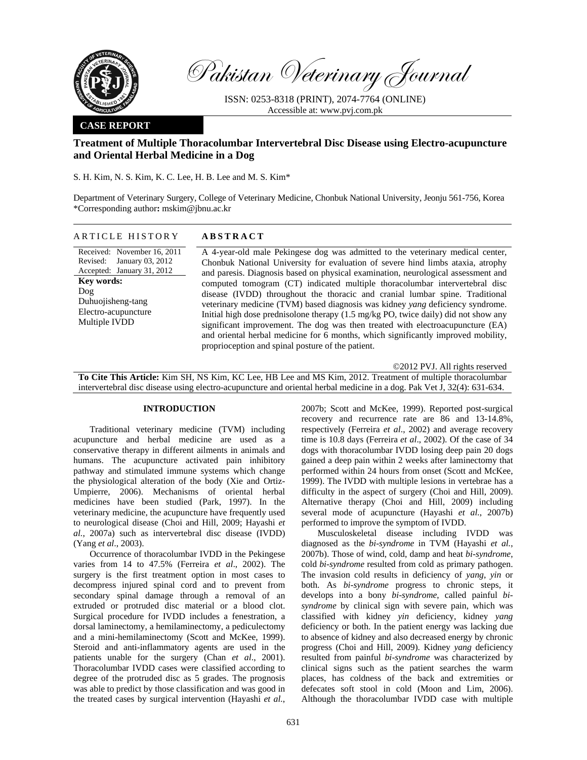# Pakistan Veterinary Journal

ISSN: 0253-8318 (PRINT), 2074-7764 (ONLINE)
Accessible at: www.pvj.com.pk

**CASE REPORT**

## Treatment of Multiple Thoracolumbar Intervertebral Disc Disease using Electro-acupuncture and Oriental Herbal Medicine in a Dog

S. H. Kim, N. S. Kim, K. C. Lee, H. B. Lee and M. S. Kim*

Department of Veterinary Surgery, College of Veterinary Medicine, Chonbuk National University, Jeonju 561-756, Korea
*Corresponding author: mskim@jbnu.ac.kr

### ARTICLE HISTORY

Received: November 16, 2011
Revised: January 03, 2012
Accepted: January 31, 2012

**Key words:**
Dog
Duhuojisheng-tang
Electro-acupuncture
Multiple IVDD

### ABSTRACT

A 4-year-old male Pekingese dog was admitted to the veterinary medical center, Chonbuk National University for evaluation of severe hind limbs ataxia, atrophy and paresis. Diagnosis based on physical examination, neurological assessment and computed tomogram (CT) indicated multiple thoracolumbar intervertebral disc disease (IVDD) throughout the thoracic and cranial lumbar spine. Traditional veterinary medicine (TVM) based diagnosis was kidney *yang* deficiency syndrome. Initial high dose prednisolone therapy (1.5 mg/kg PO, twice daily) did not show any significant improvement. The dog was then treated with electroacupuncture (EA) and oriental herbal medicine for 6 months, which significantly improved mobility, proprioception and spinal posture of the patient.

©2012 PVJ. All rights reserved

**To Cite This Article:** Kim SH, NS Kim, KC Lee, HB Lee and MS Kim, 2012. Treatment of multiple thoracolumbar intervertebral disc disease using electro-acupuncture and oriental herbal medicine in a dog. Pak Vet J, 32(4): 631-634.

## INTRODUCTION

Traditional veterinary medicine (TVM) including acupuncture and herbal medicine are used as a conservative therapy in different ailments in animals and humans. The acupuncture activated pain inhibitory pathway and stimulated immune systems which change the physiological alteration of the body (Xie and Ortiz-Umpierre, 2006). Mechanisms of oriental herbal medicines have been studied (Park, 1997). In the veterinary medicine, the acupuncture have frequently used to neurological disease (Choi and Hill, 2009; Hayashi *et al.*, 2007a) such as intervertebral disc disease (IVDD) (Yang *et al*., 2003).

Occurrence of thoracolumbar IVDD in the Pekingese varies from 14 to 47.5% (Ferreira *et al*., 2002). The surgery is the first treatment option in most cases to decompress injured spinal cord and to prevent from secondary spinal damage through a removal of an extruded or protruded disc material or a blood clot. Surgical procedure for IVDD includes a fenestration, a dorsal laminectomy, a hemilaminectomy, a pediculectomy and a mini-hemilaminectomy (Scott and McKee, 1999). Steroid and anti-inflammatory agents are used in the patients unable for the surgery (Chan *et al*., 2001). Thoracolumbar IVDD cases were classified according to degree of the protruded disc as 5 grades. The prognosis was able to predict by those classification and was good in the treated cases by surgical intervention (Hayashi *et al*., 2007b; Scott and McKee, 1999). Reported post-surgical recovery and recurrence rate are 86 and 13-14.8%, respectively (Ferreira *et al*., 2002) and average recovery time is 10.8 days (Ferreira *et al*., 2002). Of the case of 34 dogs with thoracolumbar IVDD losing deep pain 20 dogs gained a deep pain within 2 weeks after laminectomy that performed within 24 hours from onset (Scott and McKee, 1999). The IVDD with multiple lesions in vertebrae has a difficulty in the aspect of surgery (Choi and Hill, 2009). Alternative therapy (Choi and Hill, 2009) including several mode of acupuncture (Hayashi *et al.*, 2007b) performed to improve the symptom of IVDD.

Musculoskeletal disease including IVDD was diagnosed as the *bi-syndrome* in TVM (Hayashi *et al.*, 2007b). Those of wind, cold, damp and heat *bi-syndrome*, cold *bi-syndrome* resulted from cold as primary pathogen. The invasion cold results in deficiency of *yang*, *yin* or both. As *bi-syndrome* progress to chronic steps, it develops into a bony *bi-syndrome*, called painful *bi-syndrome* by clinical sign with severe pain, which was classified with kidney *yin* deficiency, kidney *yang* deficiency or both. In the patient energy was lacking due to absence of kidney and also decreased energy by chronic progress (Choi and Hill, 2009). Kidney *yang* deficiency resulted from painful *bi-syndrome* was characterized by clinical signs such as the patient searches the warm places, has coldness of the back and extremities or defecates soft stool in cold (Moon and Lim, 2006). Although the thoracolumbar IVDD case with multiple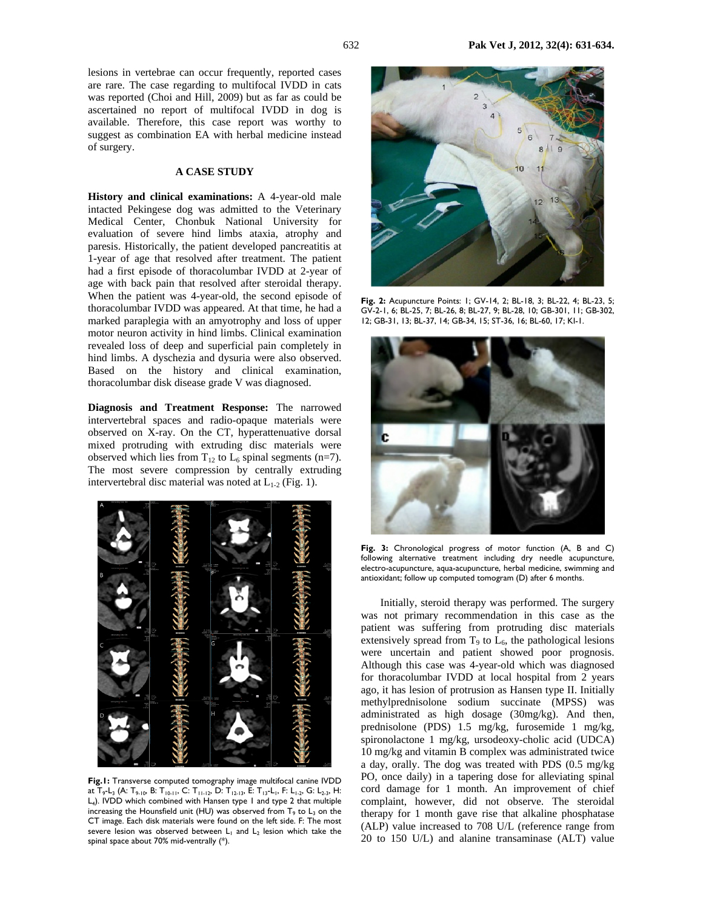lesions in vertebrae can occur frequently, reported cases are rare. The case regarding to multifocal IVDD in cats was reported (Choi and Hill, 2009) but as far as could be ascertained no report of multifocal IVDD in dog is available. Therefore, this case report was worthy to suggest as combination EA with herbal medicine instead of surgery.

## A CASE STUDY

**History and clinical examinations:** A 4-year-old male intacted Pekingese dog was admitted to the Veterinary Medical Center, Chonbuk National University for evaluation of severe hind limbs ataxia, atrophy and paresis. Historically, the patient developed pancreatitis at 1-year of age that resolved after treatment. The patient had a first episode of thoracolumbar IVDD at 2-year of age with back pain that resolved after steroidal therapy. When the patient was 4-year-old, the second episode of thoracolumbar IVDD was appeared. At that time, he had a marked paraplegia with an amyotrophy and loss of upper motor neuron activity in hind limbs. Clinical examination revealed loss of deep and superficial pain completely in hind limbs. A dyschezia and dysuria were also observed. Based on the history and clinical examination, thoracolumbar disk disease grade V was diagnosed.

**Diagnosis and Treatment Response:** The narrowed intervertebral spaces and radio-opaque materials were observed on X-ray. On the CT, hyperattenuative dorsal mixed protruding with extruding disc materials were observed which lies from $T_{12}$ to $L_6$ spinal segments (n=7). The most severe compression by centrally extruding intervertebral disc material was noted at $L_{1-2}$ (Fig. 1).

**Fig.1:** Transverse computed tomography image multifocal canine IVDD at $T_9$-$L_3$ (A: $T_{9-10}$, B: $T_{10-11}$, C: $T_{11-12}$, D: $T_{12-13}$, E: $T_{13}$-$L_1$, F: $L_{1-2}$, G: $L_{2-3}$, H: $L_4$). IVDD which combined with Hansen type 1 and type 2 that multiple increasing the Hounsfield unit (HU) was observed from $T_9$ to $L_3$ on the CT image. Each disk materials were found on the left side. F: The most severe lesion was observed between $L_1$ and $L_2$ lesion which take the spinal space about 70% mid-ventrally (*).

**Fig. 2:** Acupuncture Points: 1; GV-14, 2; BL-18, 3; BL-22, 4; BL-23, 5; GV-2-1, 6; BL-25, 7; BL-26, 8; BL-27, 9; BL-28, 10; GB-301, 11; GB-302, 12; GB-31, 13; BL-37, 14; GB-34, 15; ST-36, 16; BL-60, 17; KI-1.

**Fig. 3:** Chronological progress of motor function (A, B and C) following alternative treatment including dry needle acupuncture, electro-acupuncture, aqua-acupuncture, herbal medicine, swimming and antioxidant; follow up computed tomogram (D) after 6 months.

Initially, steroid therapy was performed. The surgery was not primary recommendation in this case as the patient was suffering from protruding disc materials extensively spread from $T_9$ to $L_6$, the pathological lesions were uncertain and patient showed poor prognosis. Although this case was 4-year-old which was diagnosed for thoracolumbar IVDD at local hospital from 2 years ago, it has lesion of protrusion as Hansen type II. Initially methylprednisolone sodium succinate (MPSS) was administrated as high dosage (30mg/kg). And then, prednisolone (PDS) 1.5 mg/kg, furosemide 1 mg/kg, spironolactone 1 mg/kg, ursodeoxy-cholic acid (UDCA) 10 mg/kg and vitamin B complex was administrated twice a day, orally. The dog was treated with PDS (0.5 mg/kg PO, once daily) in a tapering dose for alleviating spinal cord damage for 1 month. An improvement of chief complaint, however, did not observe. The steroidal therapy for 1 month gave rise that alkaline phosphatase (ALP) value increased to 708 U/L (reference range from 20 to 150 U/L) and alanine transaminase (ALT) value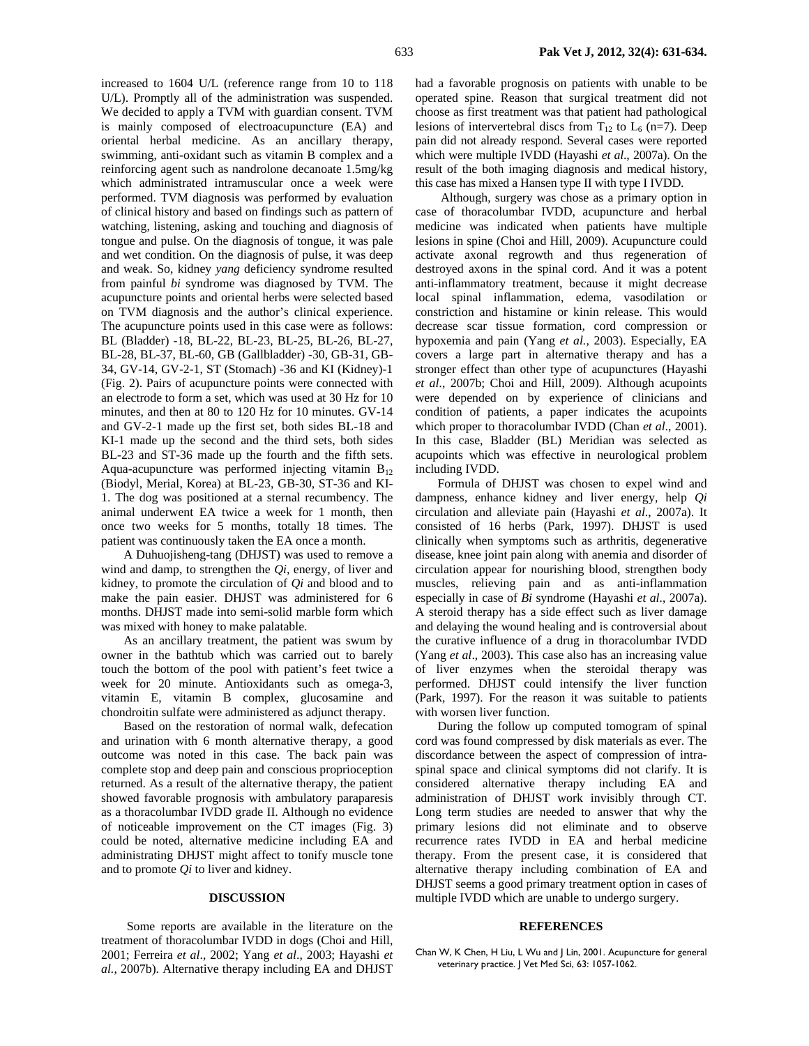increased to 1604 U/L (reference range from 10 to 118 U/L). Promptly all of the administration was suspended. We decided to apply a TVM with guardian consent. TVM is mainly composed of electroacupuncture (EA) and oriental herbal medicine. As an ancillary therapy, swimming, anti-oxidant such as vitamin B complex and a reinforcing agent such as nandrolone decanoate 1.5mg/kg which administrated intramuscular once a week were performed. TVM diagnosis was performed by evaluation of clinical history and based on findings such as pattern of watching, listening, asking and touching and diagnosis of tongue and pulse. On the diagnosis of tongue, it was pale and wet condition. On the diagnosis of pulse, it was deep and weak. So, kidney *yang* deficiency syndrome resulted from painful *bi* syndrome was diagnosed by TVM. The acupuncture points and oriental herbs were selected based on TVM diagnosis and the author's clinical experience. The acupuncture points used in this case were as follows: BL (Bladder) -18, BL-22, BL-23, BL-25, BL-26, BL-27, BL-28, BL-37, BL-60, GB (Gallbladder) -30, GB-31, GB-34, GV-14, GV-2-1, ST (Stomach) -36 and KI (Kidney)-1 (Fig. 2). Pairs of acupuncture points were connected with an electrode to form a set, which was used at 30 Hz for 10 minutes, and then at 80 to 120 Hz for 10 minutes. GV-14 and GV-2-1 made up the first set, both sides BL-18 and KI-1 made up the second and the third sets, both sides BL-23 and ST-36 made up the fourth and the fifth sets. Aqua-acupuncture was performed injecting vitamin $B_{12}$ (Biodyl, Merial, Korea) at BL-23, GB-30, ST-36 and KI-1. The dog was positioned at a sternal recumbency. The animal underwent EA twice a week for 1 month, then once two weeks for 5 months, totally 18 times. The patient was continuously taken the EA once a month.

A Duhuojisheng-tang (DHJST) was used to remove a wind and damp, to strengthen the *Qi*, energy, of liver and kidney, to promote the circulation of *Qi* and blood and to make the pain easier. DHJST was administered for 6 months. DHJST made into semi-solid marble form which was mixed with honey to make palatable.

As an ancillary treatment, the patient was swum by owner in the bathtub which was carried out to barely touch the bottom of the pool with patient's feet twice a week for 20 minute. Antioxidants such as omega-3, vitamin E, vitamin B complex, glucosamine and chondroitin sulfate were administered as adjunct therapy.

Based on the restoration of normal walk, defecation and urination with 6 month alternative therapy, a good outcome was noted in this case. The back pain was complete stop and deep pain and conscious proprioception returned. As a result of the alternative therapy, the patient showed favorable prognosis with ambulatory paraparesis as a thoracolumbar IVDD grade II. Although no evidence of noticeable improvement on the CT images (Fig. 3) could be noted, alternative medicine including EA and administrating DHJST might affect to tonify muscle tone and to promote *Qi* to liver and kidney.

## DISCUSSION

Some reports are available in the literature on the treatment of thoracolumbar IVDD in dogs (Choi and Hill, 2001; Ferreira *et al*., 2002; Yang *et al*., 2003; Hayashi *et al.*, 2007b). Alternative therapy including EA and DHJST had a favorable prognosis on patients with unable to be operated spine. Reason that surgical treatment did not choose as first treatment was that patient had pathological lesions of intervertebral discs from $T_{12}$ to $L_6$ (n=7). Deep pain did not already respond. Several cases were reported which were multiple IVDD (Hayashi *et al*., 2007a). On the result of the both imaging diagnosis and medical history, this case has mixed a Hansen type II with type I IVDD.

Although, surgery was chose as a primary option in case of thoracolumbar IVDD, acupuncture and herbal medicine was indicated when patients have multiple lesions in spine (Choi and Hill, 2009). Acupuncture could activate axonal regrowth and thus regeneration of destroyed axons in the spinal cord. And it was a potent anti-inflammatory treatment, because it might decrease local spinal inflammation, edema, vasodilation or constriction and histamine or kinin release. This would decrease scar tissue formation, cord compression or hypoxemia and pain (Yang *et al.,* 2003). Especially, EA covers a large part in alternative therapy and has a stronger effect than other type of acupunctures (Hayashi *et al*., 2007b; Choi and Hill, 2009). Although acupoints were depended on by experience of clinicians and condition of patients, a paper indicates the acupoints which proper to thoracolumbar IVDD (Chan *et al*., 2001). In this case, Bladder (BL) Meridian was selected as acupoints which was effective in neurological problem including IVDD.

Formula of DHJST was chosen to expel wind and dampness, enhance kidney and liver energy, help *Qi* circulation and alleviate pain (Hayashi *et al*., 2007a). It consisted of 16 herbs (Park, 1997). DHJST is used clinically when symptoms such as arthritis, degenerative disease, knee joint pain along with anemia and disorder of circulation appear for nourishing blood, strengthen body muscles, relieving pain and as anti-inflammation especially in case of *Bi* syndrome (Hayashi *et al*., 2007a). A steroid therapy has a side effect such as liver damage and delaying the wound healing and is controversial about the curative influence of a drug in thoracolumbar IVDD (Yang *et al*., 2003). This case also has an increasing value of liver enzymes when the steroidal therapy was performed. DHJST could intensify the liver function (Park, 1997). For the reason it was suitable to patients with worsen liver function.

During the follow up computed tomogram of spinal cord was found compressed by disk materials as ever. The discordance between the aspect of compression of intra-spinal space and clinical symptoms did not clarify. It is considered alternative therapy including EA and administration of DHJST work invisibly through CT. Long term studies are needed to answer that why the primary lesions did not eliminate and to observe recurrence rates IVDD in EA and herbal medicine therapy. From the present case, it is considered that alternative therapy including combination of EA and DHJST seems a good primary treatment option in cases of multiple IVDD which are unable to undergo surgery.

## REFERENCES

Chan W, K Chen, H Liu, L Wu and J Lin, 2001. Acupuncture for general veterinary practice. J Vet Med Sci, 63: 1057-1062.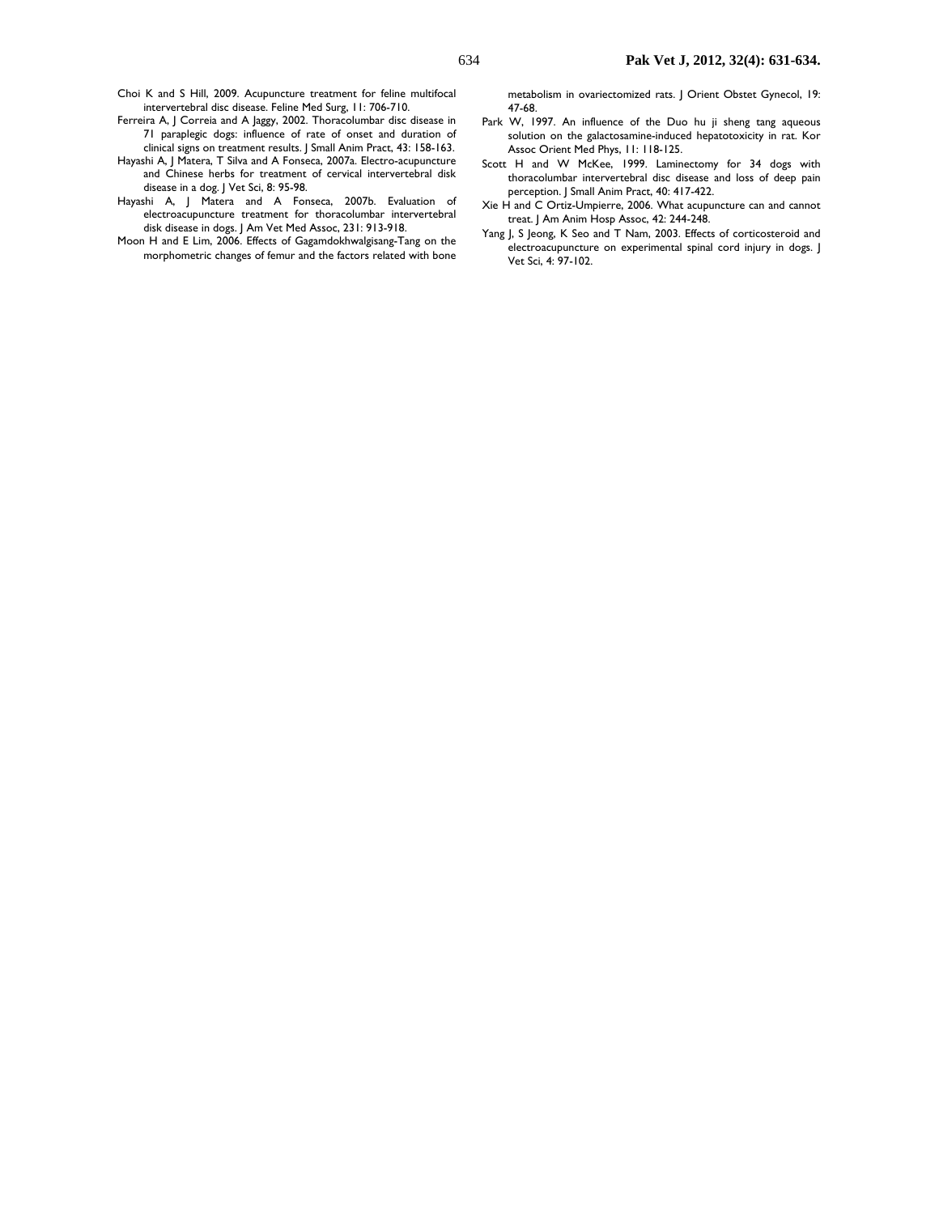Choi K and S Hill, 2009. Acupuncture treatment for feline multifocal intervertebral disc disease. Feline Med Surg, 11: 706-710.

Ferreira A, J Correia and A Jaggy, 2002. Thoracolumbar disc disease in 71 paraplegic dogs: influence of rate of onset and duration of clinical signs on treatment results. J Small Anim Pract, 43: 158-163.

Hayashi A, J Matera, T Silva and A Fonseca, 2007a. Electro-acupuncture and Chinese herbs for treatment of cervical intervertebral disk disease in a dog. J Vet Sci, 8: 95-98.

Hayashi A, J Matera and A Fonseca, 2007b. Evaluation of electroacupuncture treatment for thoracolumbar intervertebral disk disease in dogs. J Am Vet Med Assoc, 231: 913-918.

Moon H and E Lim, 2006. Effects of Gagamdokhwalgisang-Tang on the morphometric changes of femur and the factors related with bone metabolism in ovariectomized rats. J Orient Obstet Gynecol, 19: 47-68.

Park W, 1997. An influence of the Duo hu ji sheng tang aqueous solution on the galactosamine-induced hepatotoxicity in rat. Kor Assoc Orient Med Phys, 11: 118-125.

Scott H and W McKee, 1999. Laminectomy for 34 dogs with thoracolumbar intervertebral disc disease and loss of deep pain perception. J Small Anim Pract, 40: 417-422.

Xie H and C Ortiz-Umpierre, 2006. What acupuncture can and cannot treat. J Am Anim Hosp Assoc, 42: 244-248.

Yang J, S Jeong, K Seo and T Nam, 2003. Effects of corticosteroid and electroacupuncture on experimental spinal cord injury in dogs. J Vet Sci, 4: 97-102.